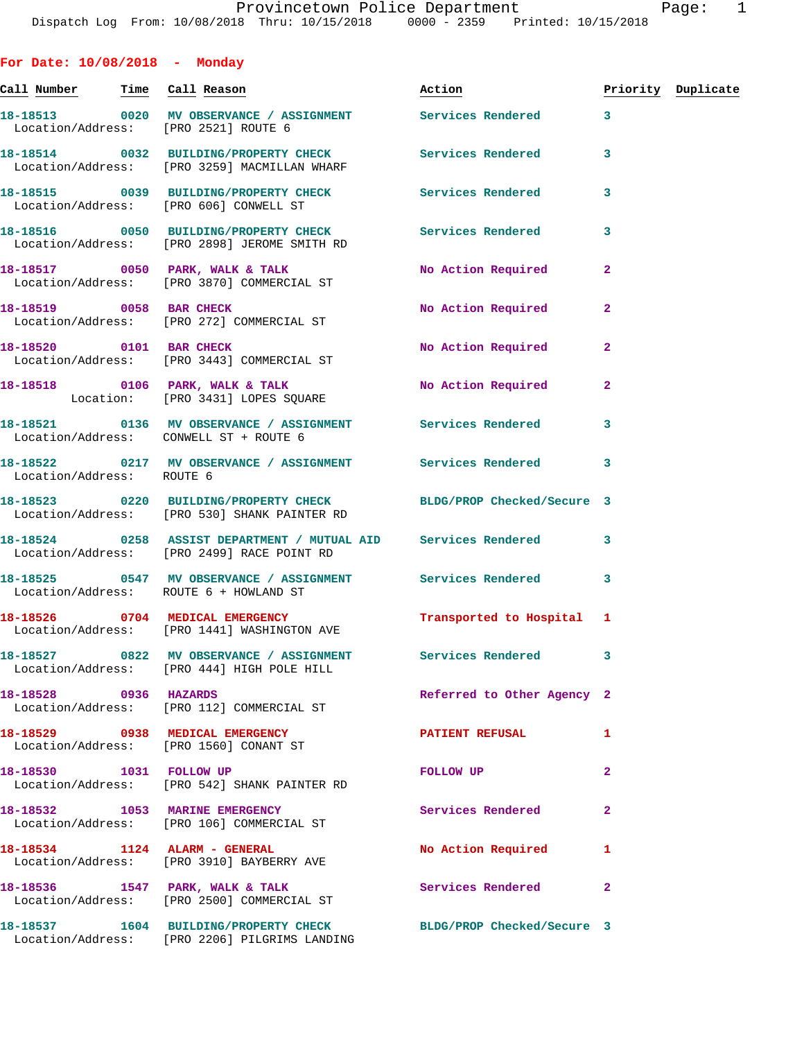## For Date: 10/08/2018 - Monday

| Call Number | Time | Call Reason | Action | Priority | Duplicate |
|---|---|---|---|---|---|
| 18-18513 | 0020 | MV OBSERVANCE / ASSIGNMENT | Services Rendered | 3 | |
| Location/Address: | | [PRO 2521] ROUTE 6 | | | |
| 18-18514 | 0032 | BUILDING/PROPERTY CHECK | Services Rendered | 3 | |
| Location/Address: | | [PRO 3259] MACMILLAN WHARF | | | |
| 18-18515 | 0039 | BUILDING/PROPERTY CHECK | Services Rendered | 3 | |
| Location/Address: | | [PRO 606] CONWELL ST | | | |
| 18-18516 | 0050 | BUILDING/PROPERTY CHECK | Services Rendered | 3 | |
| Location/Address: | | [PRO 2898] JEROME SMITH RD | | | |
| 18-18517 | 0050 | PARK, WALK & TALK | No Action Required | 2 | |
| Location/Address: | | [PRO 3870] COMMERCIAL ST | | | |
| 18-18519 | 0058 | BAR CHECK | No Action Required | 2 | |
| Location/Address: | | [PRO 272] COMMERCIAL ST | | | |
| 18-18520 | 0101 | BAR CHECK | No Action Required | 2 | |
| Location/Address: | | [PRO 3443] COMMERCIAL ST | | | |
| 18-18518 | 0106 | PARK, WALK & TALK | No Action Required | 2 | |
| Location: | | [PRO 3431] LOPES SQUARE | | | |
| 18-18521 | 0136 | MV OBSERVANCE / ASSIGNMENT | Services Rendered | 3 | |
| Location/Address: | | CONWELL ST + ROUTE 6 | | | |
| 18-18522 | 0217 | MV OBSERVANCE / ASSIGNMENT | Services Rendered | 3 | |
| Location/Address: | | ROUTE 6 | | | |
| 18-18523 | 0220 | BUILDING/PROPERTY CHECK | BLDG/PROP Checked/Secure | 3 | |
| Location/Address: | | [PRO 530] SHANK PAINTER RD | | | |
| 18-18524 | 0258 | ASSIST DEPARTMENT / MUTUAL AID | Services Rendered | 3 | |
| Location/Address: | | [PRO 2499] RACE POINT RD | | | |
| 18-18525 | 0547 | MV OBSERVANCE / ASSIGNMENT | Services Rendered | 3 | |
| Location/Address: | | ROUTE 6 + HOWLAND ST | | | |
| 18-18526 | 0704 | MEDICAL EMERGENCY | Transported to Hospital | 1 | |
| Location/Address: | | [PRO 1441] WASHINGTON AVE | | | |
| 18-18527 | 0822 | MV OBSERVANCE / ASSIGNMENT | Services Rendered | 3 | |
| Location/Address: | | [PRO 444] HIGH POLE HILL | | | |
| 18-18528 | 0936 | HAZARDS | Referred to Other Agency | 2 | |
| Location/Address: | | [PRO 112] COMMERCIAL ST | | | |
| 18-18529 | 0938 | MEDICAL EMERGENCY | PATIENT REFUSAL | 1 | |
| Location/Address: | | [PRO 1560] CONANT ST | | | |
| 18-18530 | 1031 | FOLLOW UP | FOLLOW UP | 2 | |
| Location/Address: | | [PRO 542] SHANK PAINTER RD | | | |
| 18-18532 | 1053 | MARINE EMERGENCY | Services Rendered | 2 | |
| Location/Address: | | [PRO 106] COMMERCIAL ST | | | |
| 18-18534 | 1124 | ALARM - GENERAL | No Action Required | 1 | |
| Location/Address: | | [PRO 3910] BAYBERRY AVE | | | |
| 18-18536 | 1547 | PARK, WALK & TALK | Services Rendered | 2 | |
| Location/Address: | | [PRO 2500] COMMERCIAL ST | | | |
| 18-18537 | 1604 | BUILDING/PROPERTY CHECK | BLDG/PROP Checked/Secure | 3 | |
| Location/Address: | | [PRO 2206] PILGRIMS LANDING | | | |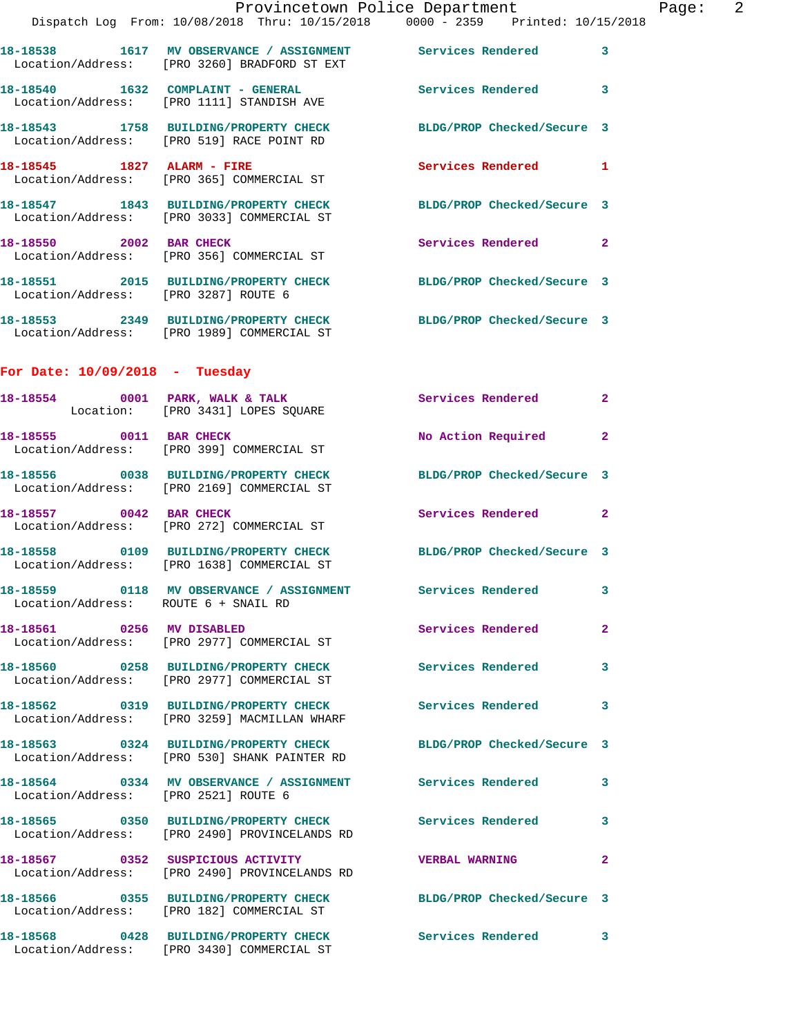18-18538 1617 MV OBSERVANCE / ASSIGNMENT Services Rendered 3
Location/Address: [PRO 3260] BRADFORD ST EXT

18-18540 1632 COMPLAINT - GENERAL Services Rendered 3
Location/Address: [PRO 1111] STANDISH AVE

18-18543 1758 BUILDING/PROPERTY CHECK BLDG/PROP Checked/Secure 3
Location/Address: [PRO 519] RACE POINT RD

18-18545 1827 ALARM - FIRE Services Rendered 1
Location/Address: [PRO 365] COMMERCIAL ST

18-18547 1843 BUILDING/PROPERTY CHECK BLDG/PROP Checked/Secure 3
Location/Address: [PRO 3033] COMMERCIAL ST

18-18550 2002 BAR CHECK Services Rendered 2
Location/Address: [PRO 356] COMMERCIAL ST

18-18551 2015 BUILDING/PROPERTY CHECK BLDG/PROP Checked/Secure 3
Location/Address: [PRO 3287] ROUTE 6

18-18553 2349 BUILDING/PROPERTY CHECK BLDG/PROP Checked/Secure 3
Location/Address: [PRO 1989] COMMERCIAL ST

**For Date: 10/09/2018 - Tuesday**

18-18554 0001 PARK, WALK & TALK Services Rendered 2
Location: [PRO 3431] LOPES SQUARE

18-18555 0011 BAR CHECK No Action Required 2
Location/Address: [PRO 399] COMMERCIAL ST

18-18556 0038 BUILDING/PROPERTY CHECK BLDG/PROP Checked/Secure 3
Location/Address: [PRO 2169] COMMERCIAL ST

18-18557 0042 BAR CHECK Services Rendered 2
Location/Address: [PRO 272] COMMERCIAL ST

18-18558 0109 BUILDING/PROPERTY CHECK BLDG/PROP Checked/Secure 3
Location/Address: [PRO 1638] COMMERCIAL ST

18-18559 0118 MV OBSERVANCE / ASSIGNMENT Services Rendered 3
Location/Address: ROUTE 6 + SNAIL RD

18-18561 0256 MV DISABLED Services Rendered 2
Location/Address: [PRO 2977] COMMERCIAL ST

18-18560 0258 BUILDING/PROPERTY CHECK Services Rendered 3
Location/Address: [PRO 2977] COMMERCIAL ST

18-18562 0319 BUILDING/PROPERTY CHECK Services Rendered 3
Location/Address: [PRO 3259] MACMILLAN WHARF

18-18563 0324 BUILDING/PROPERTY CHECK BLDG/PROP Checked/Secure 3
Location/Address: [PRO 530] SHANK PAINTER RD

18-18564 0334 MV OBSERVANCE / ASSIGNMENT Services Rendered 3
Location/Address: [PRO 2521] ROUTE 6

18-18565 0350 BUILDING/PROPERTY CHECK Services Rendered 3
Location/Address: [PRO 2490] PROVINCELANDS RD

18-18567 0352 SUSPICIOUS ACTIVITY VERBAL WARNING 2
Location/Address: [PRO 2490] PROVINCELANDS RD

18-18566 0355 BUILDING/PROPERTY CHECK BLDG/PROP Checked/Secure 3
Location/Address: [PRO 182] COMMERCIAL ST

18-18568 0428 BUILDING/PROPERTY CHECK Services Rendered 3
Location/Address: [PRO 3430] COMMERCIAL ST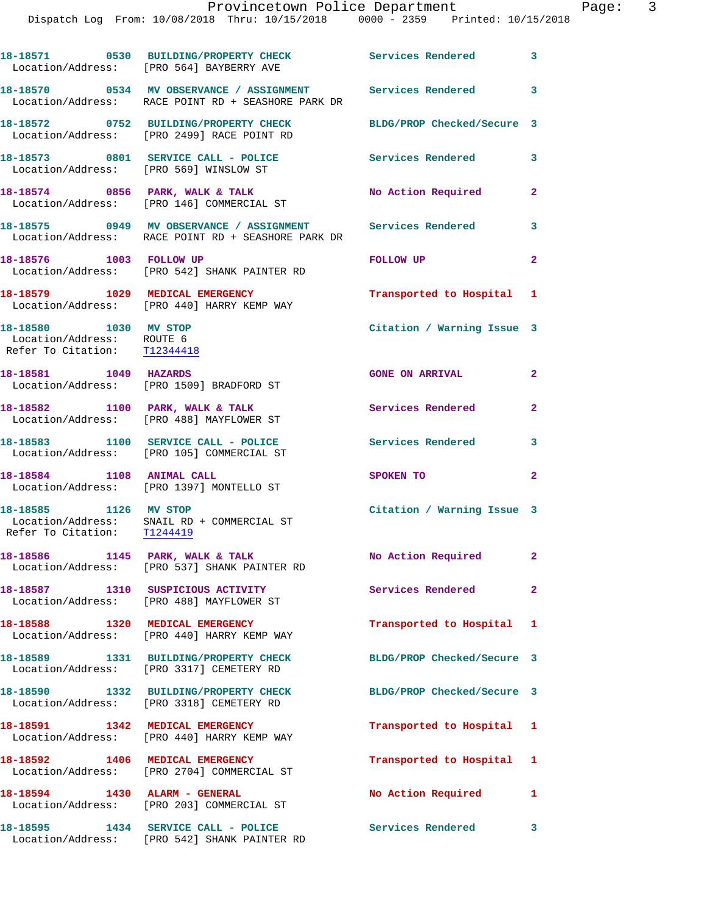18-18571 0530 BUILDING/PROPERTY CHECK Services Rendered 3
Location/Address: [PRO 564] BAYBERRY AVE

18-18570 0534 MV OBSERVANCE / ASSIGNMENT Services Rendered 3
Location/Address: RACE POINT RD + SEASHORE PARK DR

18-18572 0752 BUILDING/PROPERTY CHECK BLDG/PROP Checked/Secure 3
Location/Address: [PRO 2499] RACE POINT RD

18-18573 0801 SERVICE CALL - POLICE Services Rendered 3
Location/Address: [PRO 569] WINSLOW ST

18-18574 0856 PARK, WALK & TALK No Action Required 2
Location/Address: [PRO 146] COMMERCIAL ST

18-18575 0949 MV OBSERVANCE / ASSIGNMENT Services Rendered 3
Location/Address: RACE POINT RD + SEASHORE PARK DR

18-18576 1003 FOLLOW UP FOLLOW UP 2
Location/Address: [PRO 542] SHANK PAINTER RD

18-18579 1029 MEDICAL EMERGENCY Transported to Hospital 1
Location/Address: [PRO 440] HARRY KEMP WAY

18-18580 1030 MV STOP Citation / Warning Issue 3
Location/Address: ROUTE 6
Refer To Citation: T12344418

18-18581 1049 HAZARDS GONE ON ARRIVAL 2
Location/Address: [PRO 1509] BRADFORD ST

18-18582 1100 PARK, WALK & TALK Services Rendered 2
Location/Address: [PRO 488] MAYFLOWER ST

18-18583 1100 SERVICE CALL - POLICE Services Rendered 3
Location/Address: [PRO 105] COMMERCIAL ST

18-18584 1108 ANIMAL CALL SPOKEN TO 2
Location/Address: [PRO 1397] MONTELLO ST

18-18585 1126 MV STOP Citation / Warning Issue 3
Location/Address: SNAIL RD + COMMERCIAL ST
Refer To Citation: T1244419

18-18586 1145 PARK, WALK & TALK No Action Required 2
Location/Address: [PRO 537] SHANK PAINTER RD

18-18587 1310 SUSPICIOUS ACTIVITY Services Rendered 2
Location/Address: [PRO 488] MAYFLOWER ST

18-18588 1320 MEDICAL EMERGENCY Transported to Hospital 1
Location/Address: [PRO 440] HARRY KEMP WAY

18-18589 1331 BUILDING/PROPERTY CHECK BLDG/PROP Checked/Secure 3
Location/Address: [PRO 3317] CEMETERY RD

18-18590 1332 BUILDING/PROPERTY CHECK BLDG/PROP Checked/Secure 3
Location/Address: [PRO 3318] CEMETERY RD

18-18591 1342 MEDICAL EMERGENCY Transported to Hospital 1
Location/Address: [PRO 440] HARRY KEMP WAY

18-18592 1406 MEDICAL EMERGENCY Transported to Hospital 1
Location/Address: [PRO 2704] COMMERCIAL ST

18-18594 1430 ALARM - GENERAL No Action Required 1
Location/Address: [PRO 203] COMMERCIAL ST

18-18595 1434 SERVICE CALL - POLICE Services Rendered 3
Location/Address: [PRO 542] SHANK PAINTER RD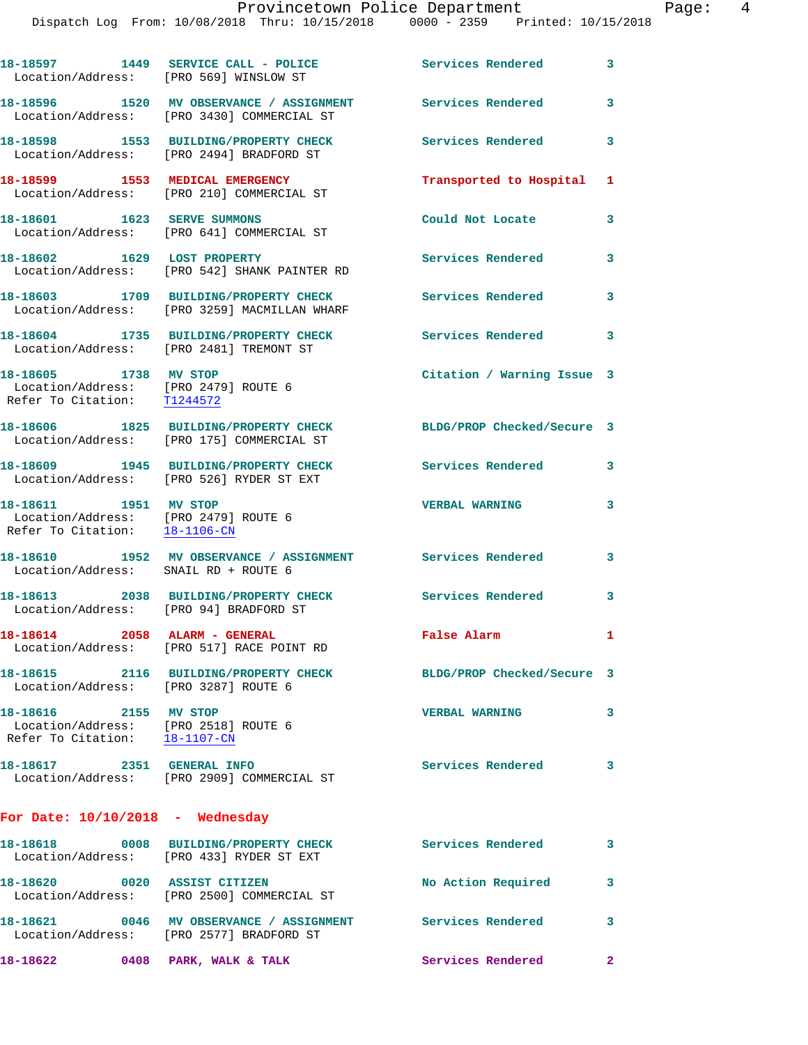18-18597 1449 **SERVICE CALL - POLICE** Services Rendered 3
Location/Address: [PRO 569] WINSLOW ST

18-18596 1520 **MV OBSERVANCE / ASSIGNMENT** Services Rendered 3
Location/Address: [PRO 3430] COMMERCIAL ST

18-18598 1553 **BUILDING/PROPERTY CHECK** Services Rendered 3
Location/Address: [PRO 2494] BRADFORD ST

18-18599 1553 **MEDICAL EMERGENCY** Transported to Hospital 1
Location/Address: [PRO 210] COMMERCIAL ST

18-18601 1623 **SERVE SUMMONS** Could Not Locate 3
Location/Address: [PRO 641] COMMERCIAL ST

18-18602 1629 **LOST PROPERTY** Services Rendered 3
Location/Address: [PRO 542] SHANK PAINTER RD

18-18603 1709 **BUILDING/PROPERTY CHECK** Services Rendered 3
Location/Address: [PRO 3259] MACMILLAN WHARF

18-18604 1735 **BUILDING/PROPERTY CHECK** Services Rendered 3
Location/Address: [PRO 2481] TREMONT ST

18-18605 1738 **MV STOP** Citation / Warning Issue 3
Location/Address: [PRO 2479] ROUTE 6
Refer To Citation: T1244572

18-18606 1825 **BUILDING/PROPERTY CHECK** BLDG/PROP Checked/Secure 3
Location/Address: [PRO 175] COMMERCIAL ST

18-18609 1945 **BUILDING/PROPERTY CHECK** Services Rendered 3
Location/Address: [PRO 526] RYDER ST EXT

18-18611 1951 **MV STOP** VERBAL WARNING 3
Location/Address: [PRO 2479] ROUTE 6
Refer To Citation: 18-1106-CN

18-18610 1952 **MV OBSERVANCE / ASSIGNMENT** Services Rendered 3
Location/Address: SNAIL RD + ROUTE 6

18-18613 2038 **BUILDING/PROPERTY CHECK** Services Rendered 3
Location/Address: [PRO 94] BRADFORD ST

18-18614 2058 **ALARM - GENERAL** False Alarm 1
Location/Address: [PRO 517] RACE POINT RD

18-18615 2116 **BUILDING/PROPERTY CHECK** BLDG/PROP Checked/Secure 3
Location/Address: [PRO 3287] ROUTE 6

18-18616 2155 **MV STOP** VERBAL WARNING 3
Location/Address: [PRO 2518] ROUTE 6
Refer To Citation: 18-1107-CN

18-18617 2351 **GENERAL INFO** Services Rendered 3
Location/Address: [PRO 2909] COMMERCIAL ST

## For Date: 10/10/2018 - Wednesday

18-18618 0008 **BUILDING/PROPERTY CHECK** Services Rendered 3
Location/Address: [PRO 433] RYDER ST EXT

18-18620 0020 **ASSIST CITIZEN** No Action Required 3
Location/Address: [PRO 2500] COMMERCIAL ST

18-18621 0046 **MV OBSERVANCE / ASSIGNMENT** Services Rendered 3
Location/Address: [PRO 2577] BRADFORD ST

18-18622 0408 **PARK, WALK & TALK** Services Rendered 2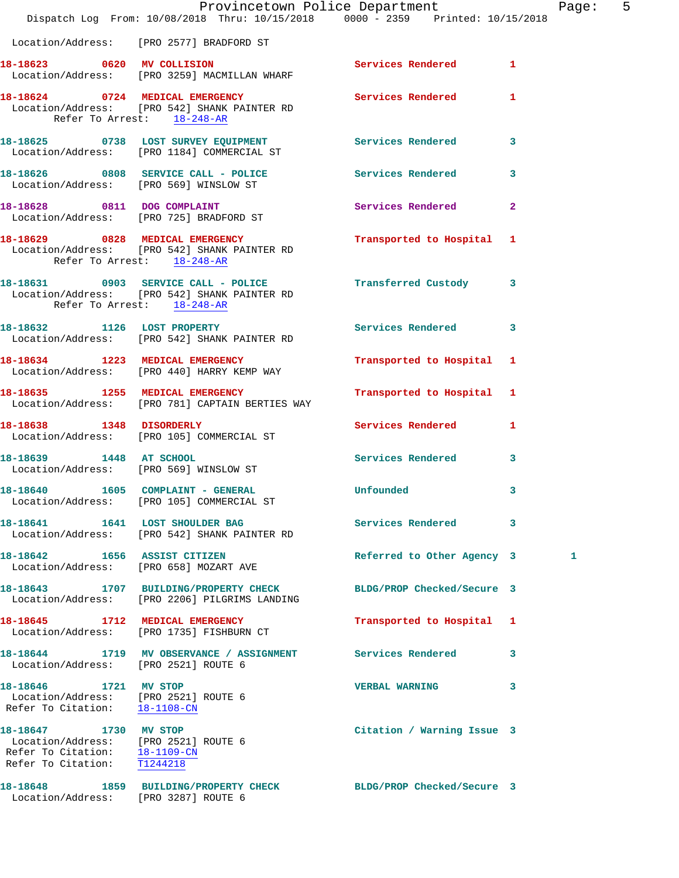Location/Address: [PRO 2577] BRADFORD ST

**18-18623** 0620 **MV COLLISION** Services Rendered 1
Location/Address: [PRO 3259] MACMILLAN WHARF

**18-18624** 0724 **MEDICAL EMERGENCY** Services Rendered 1
Location/Address: [PRO 542] SHANK PAINTER RD
Refer To Arrest: 18-248-AR

**18-18625** 0738 **LOST SURVEY EQUIPMENT** Services Rendered 3
Location/Address: [PRO 1184] COMMERCIAL ST

**18-18626** 0808 **SERVICE CALL - POLICE** Services Rendered 3
Location/Address: [PRO 569] WINSLOW ST

**18-18628** 0811 **DOG COMPLAINT** Services Rendered 2
Location/Address: [PRO 725] BRADFORD ST

**18-18629** 0828 **MEDICAL EMERGENCY** Transported to Hospital 1
Location/Address: [PRO 542] SHANK PAINTER RD
Refer To Arrest: 18-248-AR

**18-18631** 0903 **SERVICE CALL - POLICE** Transferred Custody 3
Location/Address: [PRO 542] SHANK PAINTER RD
Refer To Arrest: 18-248-AR

**18-18632** 1126 **LOST PROPERTY** Services Rendered 3
Location/Address: [PRO 542] SHANK PAINTER RD

**18-18634** 1223 **MEDICAL EMERGENCY** Transported to Hospital 1
Location/Address: [PRO 440] HARRY KEMP WAY

**18-18635** 1255 **MEDICAL EMERGENCY** Transported to Hospital 1
Location/Address: [PRO 781] CAPTAIN BERTIES WAY

**18-18638** 1348 **DISORDERLY** Services Rendered 1
Location/Address: [PRO 105] COMMERCIAL ST

**18-18639** 1448 **AT SCHOOL** Services Rendered 3
Location/Address: [PRO 569] WINSLOW ST

**18-18640** 1605 **COMPLAINT - GENERAL** Unfounded 3
Location/Address: [PRO 105] COMMERCIAL ST

**18-18641** 1641 **LOST SHOULDER BAG** Services Rendered 3
Location/Address: [PRO 542] SHANK PAINTER RD

**18-18642** 1656 **ASSIST CITIZEN** Referred to Other Agency 3 1
Location/Address: [PRO 658] MOZART AVE

**18-18643** 1707 **BUILDING/PROPERTY CHECK** BLDG/PROP Checked/Secure 3
Location/Address: [PRO 2206] PILGRIMS LANDING

**18-18645** 1712 **MEDICAL EMERGENCY** Transported to Hospital 1
Location/Address: [PRO 1735] FISHBURN CT

**18-18644** 1719 **MV OBSERVANCE / ASSIGNMENT** Services Rendered 3
Location/Address: [PRO 2521] ROUTE 6

**18-18646** 1721 **MV STOP** VERBAL WARNING 3
Location/Address: [PRO 2521] ROUTE 6
Refer To Citation: 18-1108-CN

**18-18647** 1730 **MV STOP** Citation / Warning Issue 3
Location/Address: [PRO 2521] ROUTE 6
Refer To Citation: 18-1109-CN
Refer To Citation: T1244218

**18-18648** 1859 **BUILDING/PROPERTY CHECK** BLDG/PROP Checked/Secure 3
Location/Address: [PRO 3287] ROUTE 6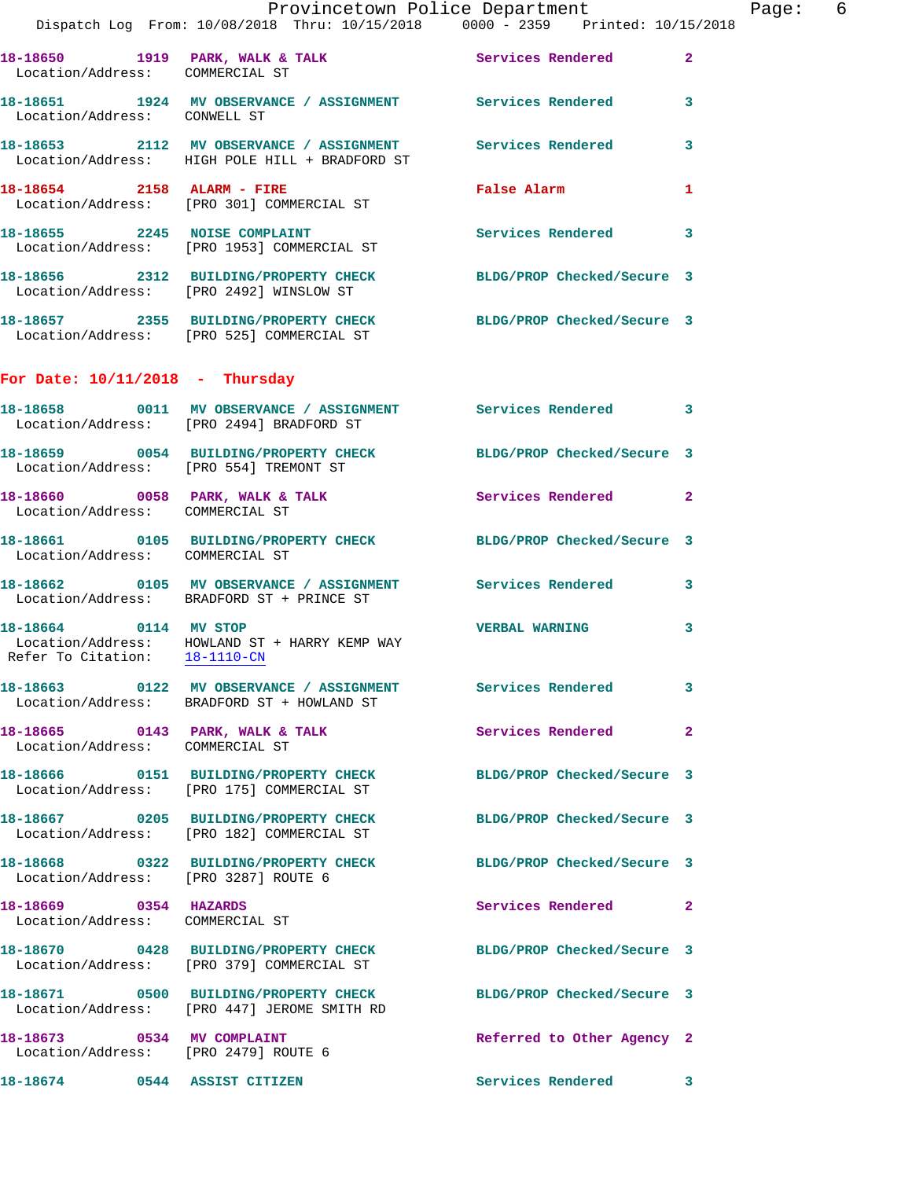18-18650 1919 PARK, WALK & TALK Services Rendered 2
Location/Address: COMMERCIAL ST

18-18651 1924 MV OBSERVANCE / ASSIGNMENT Services Rendered 3
Location/Address: CONWELL ST

18-18653 2112 MV OBSERVANCE / ASSIGNMENT Services Rendered 3
Location/Address: HIGH POLE HILL + BRADFORD ST

18-18654 2158 ALARM - FIRE False Alarm 1
Location/Address: [PRO 301] COMMERCIAL ST

18-18655 2245 NOISE COMPLAINT Services Rendered 3
Location/Address: [PRO 1953] COMMERCIAL ST

18-18656 2312 BUILDING/PROPERTY CHECK BLDG/PROP Checked/Secure 3
Location/Address: [PRO 2492] WINSLOW ST

18-18657 2355 BUILDING/PROPERTY CHECK BLDG/PROP Checked/Secure 3
Location/Address: [PRO 525] COMMERCIAL ST

## For Date: 10/11/2018 - Thursday

18-18658 0011 MV OBSERVANCE / ASSIGNMENT Services Rendered 3
Location/Address: [PRO 2494] BRADFORD ST

18-18659 0054 BUILDING/PROPERTY CHECK BLDG/PROP Checked/Secure 3
Location/Address: [PRO 554] TREMONT ST

18-18660 0058 PARK, WALK & TALK Services Rendered 2
Location/Address: COMMERCIAL ST

18-18661 0105 BUILDING/PROPERTY CHECK BLDG/PROP Checked/Secure 3
Location/Address: COMMERCIAL ST

18-18662 0105 MV OBSERVANCE / ASSIGNMENT Services Rendered 3
Location/Address: BRADFORD ST + PRINCE ST

18-18664 0114 MV STOP VERBAL WARNING 3
Location/Address: HOWLAND ST + HARRY KEMP WAY
Refer To Citation: 18-1110-CN

18-18663 0122 MV OBSERVANCE / ASSIGNMENT Services Rendered 3
Location/Address: BRADFORD ST + HOWLAND ST

18-18665 0143 PARK, WALK & TALK Services Rendered 2
Location/Address: COMMERCIAL ST

18-18666 0151 BUILDING/PROPERTY CHECK BLDG/PROP Checked/Secure 3
Location/Address: [PRO 175] COMMERCIAL ST

18-18667 0205 BUILDING/PROPERTY CHECK BLDG/PROP Checked/Secure 3
Location/Address: [PRO 182] COMMERCIAL ST

18-18668 0322 BUILDING/PROPERTY CHECK BLDG/PROP Checked/Secure 3
Location/Address: [PRO 3287] ROUTE 6

18-18669 0354 HAZARDS Services Rendered 2
Location/Address: COMMERCIAL ST

18-18670 0428 BUILDING/PROPERTY CHECK BLDG/PROP Checked/Secure 3
Location/Address: [PRO 379] COMMERCIAL ST

18-18671 0500 BUILDING/PROPERTY CHECK BLDG/PROP Checked/Secure 3
Location/Address: [PRO 447] JEROME SMITH RD

18-18673 0534 MV COMPLAINT Referred to Other Agency 2
Location/Address: [PRO 2479] ROUTE 6

18-18674 0544 ASSIST CITIZEN Services Rendered 3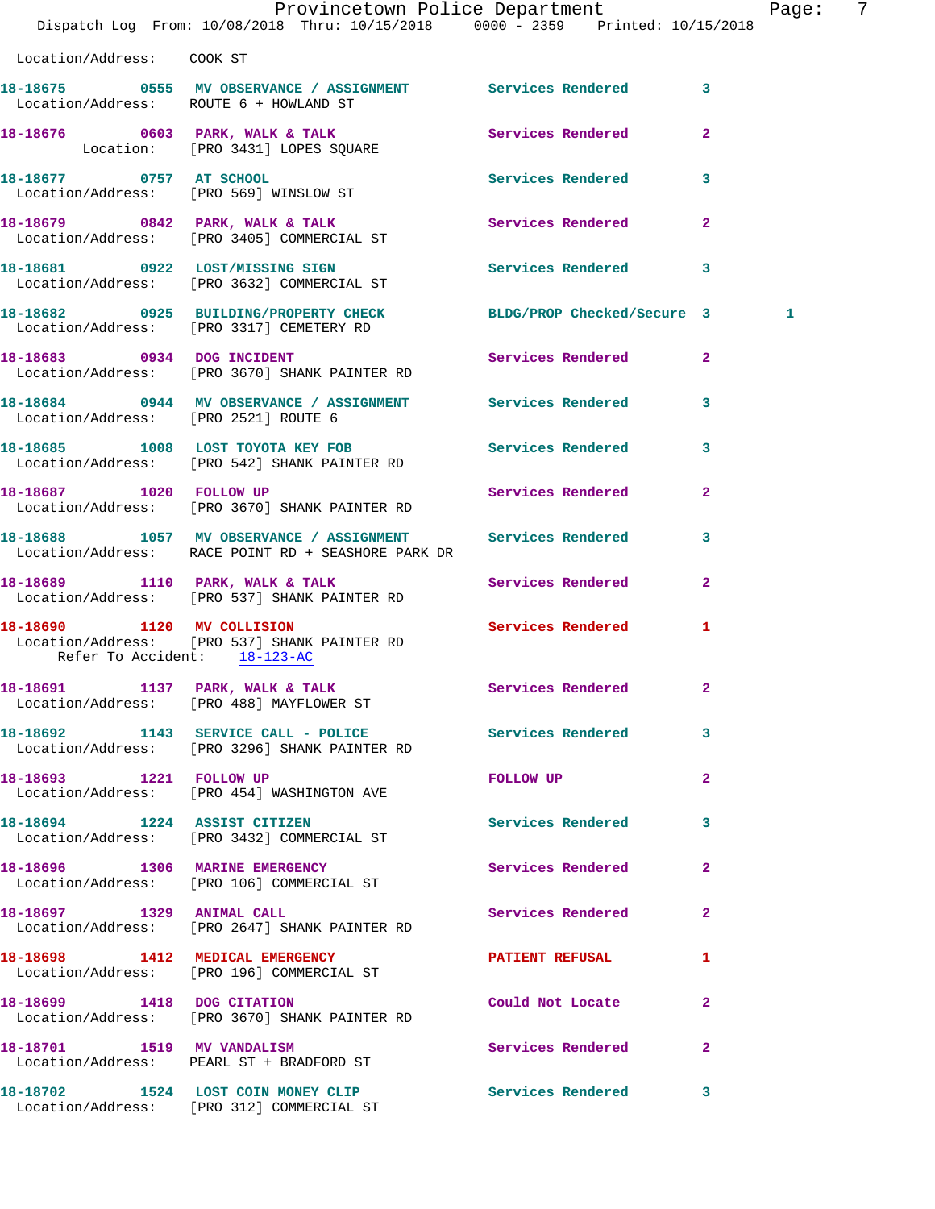Location/Address: COOK ST

18-18675 0555 MV OBSERVANCE / ASSIGNMENT Services Rendered 3
Location/Address: ROUTE 6 + HOWLAND ST

18-18676 0603 PARK, WALK & TALK Services Rendered 2
Location: [PRO 3431] LOPES SQUARE

18-18677 0757 AT SCHOOL Services Rendered 3
Location/Address: [PRO 569] WINSLOW ST

18-18679 0842 PARK, WALK & TALK Services Rendered 2
Location/Address: [PRO 3405] COMMERCIAL ST

18-18681 0922 LOST/MISSING SIGN Services Rendered 3
Location/Address: [PRO 3632] COMMERCIAL ST

18-18682 0925 BUILDING/PROPERTY CHECK BLDG/PROP Checked/Secure 3 1
Location/Address: [PRO 3317] CEMETERY RD

18-18683 0934 DOG INCIDENT Services Rendered 2
Location/Address: [PRO 3670] SHANK PAINTER RD

18-18684 0944 MV OBSERVANCE / ASSIGNMENT Services Rendered 3
Location/Address: [PRO 2521] ROUTE 6

18-18685 1008 LOST TOYOTA KEY FOB Services Rendered 3
Location/Address: [PRO 542] SHANK PAINTER RD

18-18687 1020 FOLLOW UP Services Rendered 2
Location/Address: [PRO 3670] SHANK PAINTER RD

18-18688 1057 MV OBSERVANCE / ASSIGNMENT Services Rendered 3
Location/Address: RACE POINT RD + SEASHORE PARK DR

18-18689 1110 PARK, WALK & TALK Services Rendered 2
Location/Address: [PRO 537] SHANK PAINTER RD

18-18690 1120 MV COLLISION Services Rendered 1
Location/Address: [PRO 537] SHANK PAINTER RD
Refer To Accident: 18-123-AC

18-18691 1137 PARK, WALK & TALK Services Rendered 2
Location/Address: [PRO 488] MAYFLOWER ST

18-18692 1143 SERVICE CALL - POLICE Services Rendered 3
Location/Address: [PRO 3296] SHANK PAINTER RD

18-18693 1221 FOLLOW UP FOLLOW UP 2
Location/Address: [PRO 454] WASHINGTON AVE

18-18694 1224 ASSIST CITIZEN Services Rendered 3
Location/Address: [PRO 3432] COMMERCIAL ST

18-18696 1306 MARINE EMERGENCY Services Rendered 2
Location/Address: [PRO 106] COMMERCIAL ST

18-18697 1329 ANIMAL CALL Services Rendered 2
Location/Address: [PRO 2647] SHANK PAINTER RD

18-18698 1412 MEDICAL EMERGENCY PATIENT REFUSAL 1
Location/Address: [PRO 196] COMMERCIAL ST

18-18699 1418 DOG CITATION Could Not Locate 2
Location/Address: [PRO 3670] SHANK PAINTER RD

18-18701 1519 MV VANDALISM Services Rendered 2
Location/Address: PEARL ST + BRADFORD ST

18-18702 1524 LOST COIN MONEY CLIP Services Rendered 3
Location/Address: [PRO 312] COMMERCIAL ST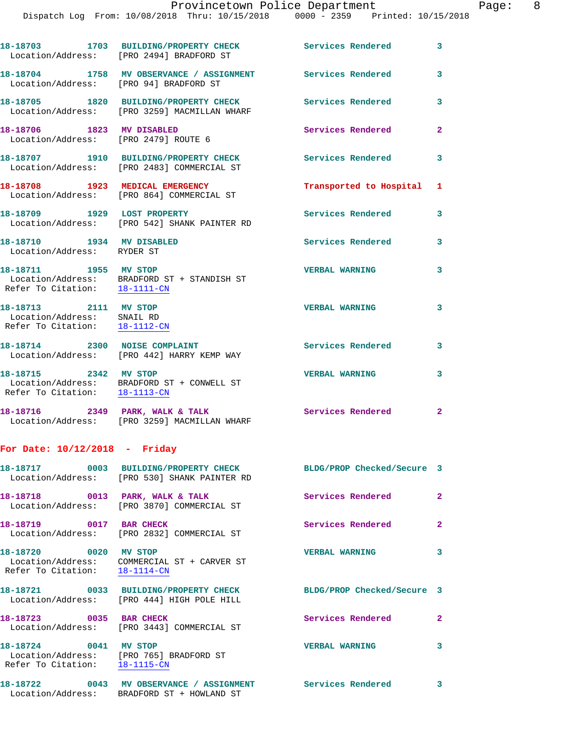18-18703 1703 BUILDING/PROPERTY CHECK Services Rendered 3
 Location/Address: [PRO 2494] BRADFORD ST

18-18704 1758 MV OBSERVANCE / ASSIGNMENT Services Rendered 3
 Location/Address: [PRO 94] BRADFORD ST

18-18705 1820 BUILDING/PROPERTY CHECK Services Rendered 3
 Location/Address: [PRO 3259] MACMILLAN WHARF

18-18706 1823 MV DISABLED Services Rendered 2
 Location/Address: [PRO 2479] ROUTE 6

18-18707 1910 BUILDING/PROPERTY CHECK Services Rendered 3
 Location/Address: [PRO 2483] COMMERCIAL ST

18-18708 1923 MEDICAL EMERGENCY Transported to Hospital 1
 Location/Address: [PRO 864] COMMERCIAL ST

18-18709 1929 LOST PROPERTY Services Rendered 3
 Location/Address: [PRO 542] SHANK PAINTER RD

18-18710 1934 MV DISABLED Services Rendered 3
 Location/Address: RYDER ST

18-18711 1955 MV STOP VERBAL WARNING 3
 Location/Address: BRADFORD ST + STANDISH ST
 Refer To Citation: 18-1111-CN

18-18713 2111 MV STOP VERBAL WARNING 3
 Location/Address: SNAIL RD
 Refer To Citation: 18-1112-CN

18-18714 2300 NOISE COMPLAINT Services Rendered 3
 Location/Address: [PRO 442] HARRY KEMP WAY

18-18715 2342 MV STOP VERBAL WARNING 3
 Location/Address: BRADFORD ST + CONWELL ST
 Refer To Citation: 18-1113-CN

18-18716 2349 PARK, WALK & TALK Services Rendered 2
 Location/Address: [PRO 3259] MACMILLAN WHARF

## For Date: 10/12/2018 - Friday

18-18717 0003 BUILDING/PROPERTY CHECK BLDG/PROP Checked/Secure 3
 Location/Address: [PRO 530] SHANK PAINTER RD

18-18718 0013 PARK, WALK & TALK Services Rendered 2
 Location/Address: [PRO 3870] COMMERCIAL ST

18-18719 0017 BAR CHECK Services Rendered 2
 Location/Address: [PRO 2832] COMMERCIAL ST

18-18720 0020 MV STOP VERBAL WARNING 3
 Location/Address: COMMERCIAL ST + CARVER ST
 Refer To Citation: 18-1114-CN

18-18721 0033 BUILDING/PROPERTY CHECK BLDG/PROP Checked/Secure 3
 Location/Address: [PRO 444] HIGH POLE HILL

18-18723 0035 BAR CHECK Services Rendered 2
 Location/Address: [PRO 3443] COMMERCIAL ST

18-18724 0041 MV STOP VERBAL WARNING 3
 Location/Address: [PRO 765] BRADFORD ST
 Refer To Citation: 18-1115-CN

18-18722 0043 MV OBSERVANCE / ASSIGNMENT Services Rendered 3
 Location/Address: BRADFORD ST + HOWLAND ST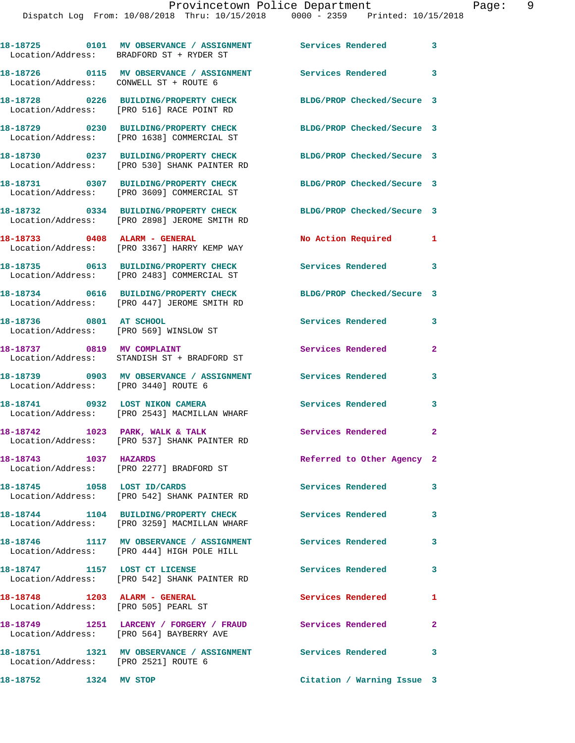18-18725 0101 MV OBSERVANCE / ASSIGNMENT Services Rendered 3
Location/Address: BRADFORD ST + RYDER ST

18-18726 0115 MV OBSERVANCE / ASSIGNMENT Services Rendered 3
Location/Address: CONWELL ST + ROUTE 6

18-18728 0226 BUILDING/PROPERTY CHECK BLDG/PROP Checked/Secure 3
Location/Address: [PRO 516] RACE POINT RD

18-18729 0230 BUILDING/PROPERTY CHECK BLDG/PROP Checked/Secure 3
Location/Address: [PRO 1638] COMMERCIAL ST

18-18730 0237 BUILDING/PROPERTY CHECK BLDG/PROP Checked/Secure 3
Location/Address: [PRO 530] SHANK PAINTER RD

18-18731 0307 BUILDING/PROPERTY CHECK BLDG/PROP Checked/Secure 3
Location/Address: [PRO 3609] COMMERCIAL ST

18-18732 0334 BUILDING/PROPERTY CHECK BLDG/PROP Checked/Secure 3
Location/Address: [PRO 2898] JEROME SMITH RD

18-18733 0408 ALARM - GENERAL No Action Required 1
Location/Address: [PRO 3367] HARRY KEMP WAY

18-18735 0613 BUILDING/PROPERTY CHECK Services Rendered 3
Location/Address: [PRO 2483] COMMERCIAL ST

18-18734 0616 BUILDING/PROPERTY CHECK BLDG/PROP Checked/Secure 3
Location/Address: [PRO 447] JEROME SMITH RD

18-18736 0801 AT SCHOOL Services Rendered 3
Location/Address: [PRO 569] WINSLOW ST

18-18737 0819 MV COMPLAINT Services Rendered 2
Location/Address: STANDISH ST + BRADFORD ST

18-18739 0903 MV OBSERVANCE / ASSIGNMENT Services Rendered 3
Location/Address: [PRO 3440] ROUTE 6

18-18741 0932 LOST NIKON CAMERA Services Rendered 3
Location/Address: [PRO 2543] MACMILLAN WHARF

18-18742 1023 PARK, WALK & TALK Services Rendered 2
Location/Address: [PRO 537] SHANK PAINTER RD

18-18743 1037 HAZARDS Referred to Other Agency 2
Location/Address: [PRO 2277] BRADFORD ST

18-18745 1058 LOST ID/CARDS Services Rendered 3
Location/Address: [PRO 542] SHANK PAINTER RD

18-18744 1104 BUILDING/PROPERTY CHECK Services Rendered 3
Location/Address: [PRO 3259] MACMILLAN WHARF

18-18746 1117 MV OBSERVANCE / ASSIGNMENT Services Rendered 3
Location/Address: [PRO 444] HIGH POLE HILL

18-18747 1157 LOST CT LICENSE Services Rendered 3
Location/Address: [PRO 542] SHANK PAINTER RD

18-18748 1203 ALARM - GENERAL Services Rendered 1
Location/Address: [PRO 505] PEARL ST

18-18749 1251 LARCENY / FORGERY / FRAUD Services Rendered 2
Location/Address: [PRO 564] BAYBERRY AVE

18-18751 1321 MV OBSERVANCE / ASSIGNMENT Services Rendered 3
Location/Address: [PRO 2521] ROUTE 6

18-18752 1324 MV STOP Citation / Warning Issue 3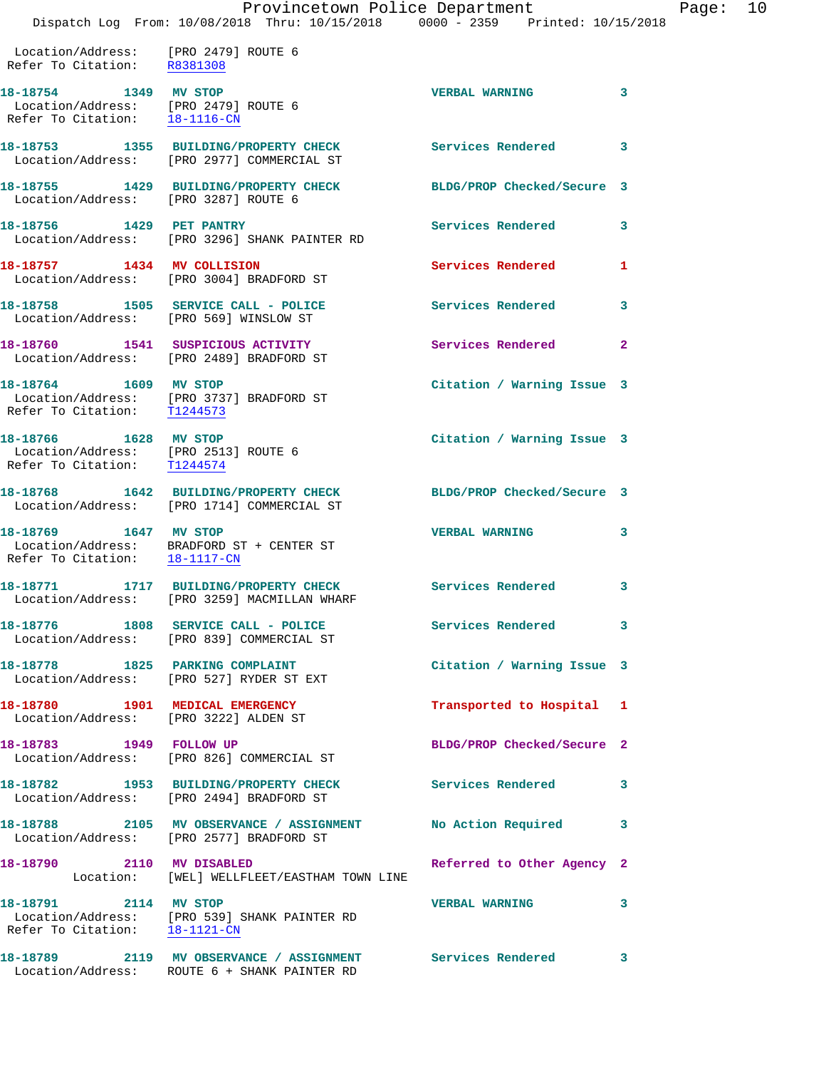Location/Address: [PRO 2479] ROUTE 6
Refer To Citation: R8381308

**18-18754** 1349 **MV STOP** VERBAL WARNING 3
Location/Address: [PRO 2479] ROUTE 6
Refer To Citation: 18-1116-CN

**18-18753** 1355 **BUILDING/PROPERTY CHECK** Services Rendered 3
Location/Address: [PRO 2977] COMMERCIAL ST

**18-18755** 1429 **BUILDING/PROPERTY CHECK** BLDG/PROP Checked/Secure 3
Location/Address: [PRO 3287] ROUTE 6

**18-18756** 1429 **PET PANTRY** Services Rendered 3
Location/Address: [PRO 3296] SHANK PAINTER RD

**18-18757** 1434 **MV COLLISION** Services Rendered 1
Location/Address: [PRO 3004] BRADFORD ST

**18-18758** 1505 **SERVICE CALL - POLICE** Services Rendered 3
Location/Address: [PRO 569] WINSLOW ST

**18-18760** 1541 **SUSPICIOUS ACTIVITY** Services Rendered 2
Location/Address: [PRO 2489] BRADFORD ST

**18-18764** 1609 **MV STOP** Citation / Warning Issue 3
Location/Address: [PRO 3737] BRADFORD ST
Refer To Citation: T1244573

**18-18766** 1628 **MV STOP** Citation / Warning Issue 3
Location/Address: [PRO 2513] ROUTE 6
Refer To Citation: T1244574

**18-18768** 1642 **BUILDING/PROPERTY CHECK** BLDG/PROP Checked/Secure 3
Location/Address: [PRO 1714] COMMERCIAL ST

**18-18769** 1647 **MV STOP** VERBAL WARNING 3
Location/Address: BRADFORD ST + CENTER ST
Refer To Citation: 18-1117-CN

**18-18771** 1717 **BUILDING/PROPERTY CHECK** Services Rendered 3
Location/Address: [PRO 3259] MACMILLAN WHARF

**18-18776** 1808 **SERVICE CALL - POLICE** Services Rendered 3
Location/Address: [PRO 839] COMMERCIAL ST

**18-18778** 1825 **PARKING COMPLAINT** Citation / Warning Issue 3
Location/Address: [PRO 527] RYDER ST EXT

**18-18780** 1901 **MEDICAL EMERGENCY** Transported to Hospital 1
Location/Address: [PRO 3222] ALDEN ST

**18-18783** 1949 **FOLLOW UP** BLDG/PROP Checked/Secure 2
Location/Address: [PRO 826] COMMERCIAL ST

**18-18782** 1953 **BUILDING/PROPERTY CHECK** Services Rendered 3
Location/Address: [PRO 2494] BRADFORD ST

**18-18788** 2105 **MV OBSERVANCE / ASSIGNMENT** No Action Required 3
Location/Address: [PRO 2577] BRADFORD ST

**18-18790** 2110 **MV DISABLED** Referred to Other Agency 2
Location: [WEL] WELLFLEET/EASTHAM TOWN LINE

**18-18791** 2114 **MV STOP** VERBAL WARNING 3
Location/Address: [PRO 539] SHANK PAINTER RD
Refer To Citation: 18-1121-CN

**18-18789** 2119 **MV OBSERVANCE / ASSIGNMENT** Services Rendered 3
Location/Address: ROUTE 6 + SHANK PAINTER RD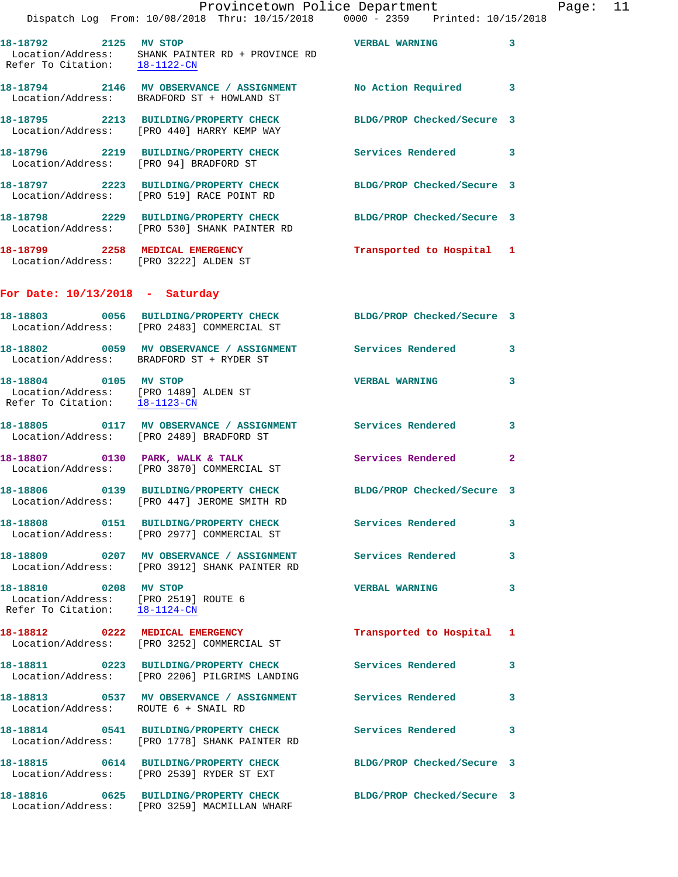18-18792 2125 MV STOP VERBAL WARNING 3
Location/Address: SHANK PAINTER RD + PROVINCE RD
Refer To Citation: 18-1122-CN

18-18794 2146 MV OBSERVANCE / ASSIGNMENT No Action Required 3
Location/Address: BRADFORD ST + HOWLAND ST

18-18795 2213 BUILDING/PROPERTY CHECK BLDG/PROP Checked/Secure 3
Location/Address: [PRO 440] HARRY KEMP WAY

18-18796 2219 BUILDING/PROPERTY CHECK Services Rendered 3
Location/Address: [PRO 94] BRADFORD ST

18-18797 2223 BUILDING/PROPERTY CHECK BLDG/PROP Checked/Secure 3
Location/Address: [PRO 519] RACE POINT RD

18-18798 2229 BUILDING/PROPERTY CHECK BLDG/PROP Checked/Secure 3
Location/Address: [PRO 530] SHANK PAINTER RD

18-18799 2258 MEDICAL EMERGENCY Transported to Hospital 1
Location/Address: [PRO 3222] ALDEN ST

## For Date: 10/13/2018 - Saturday

18-18803 0056 BUILDING/PROPERTY CHECK BLDG/PROP Checked/Secure 3
Location/Address: [PRO 2483] COMMERCIAL ST

18-18802 0059 MV OBSERVANCE / ASSIGNMENT Services Rendered 3
Location/Address: BRADFORD ST + RYDER ST

18-18804 0105 MV STOP VERBAL WARNING 3
Location/Address: [PRO 1489] ALDEN ST
Refer To Citation: 18-1123-CN

18-18805 0117 MV OBSERVANCE / ASSIGNMENT Services Rendered 3
Location/Address: [PRO 2489] BRADFORD ST

18-18807 0130 PARK, WALK & TALK Services Rendered 2
Location/Address: [PRO 3870] COMMERCIAL ST

18-18806 0139 BUILDING/PROPERTY CHECK BLDG/PROP Checked/Secure 3
Location/Address: [PRO 447] JEROME SMITH RD

18-18808 0151 BUILDING/PROPERTY CHECK Services Rendered 3
Location/Address: [PRO 2977] COMMERCIAL ST

18-18809 0207 MV OBSERVANCE / ASSIGNMENT Services Rendered 3
Location/Address: [PRO 3912] SHANK PAINTER RD

18-18810 0208 MV STOP VERBAL WARNING 3
Location/Address: [PRO 2519] ROUTE 6
Refer To Citation: 18-1124-CN

18-18812 0222 MEDICAL EMERGENCY Transported to Hospital 1
Location/Address: [PRO 3252] COMMERCIAL ST

18-18811 0223 BUILDING/PROPERTY CHECK Services Rendered 3
Location/Address: [PRO 2206] PILGRIMS LANDING

18-18813 0537 MV OBSERVANCE / ASSIGNMENT Services Rendered 3
Location/Address: ROUTE 6 + SNAIL RD

18-18814 0541 BUILDING/PROPERTY CHECK Services Rendered 3
Location/Address: [PRO 1778] SHANK PAINTER RD

18-18815 0614 BUILDING/PROPERTY CHECK BLDG/PROP Checked/Secure 3
Location/Address: [PRO 2539] RYDER ST EXT

18-18816 0625 BUILDING/PROPERTY CHECK BLDG/PROP Checked/Secure 3
Location/Address: [PRO 3259] MACMILLAN WHARF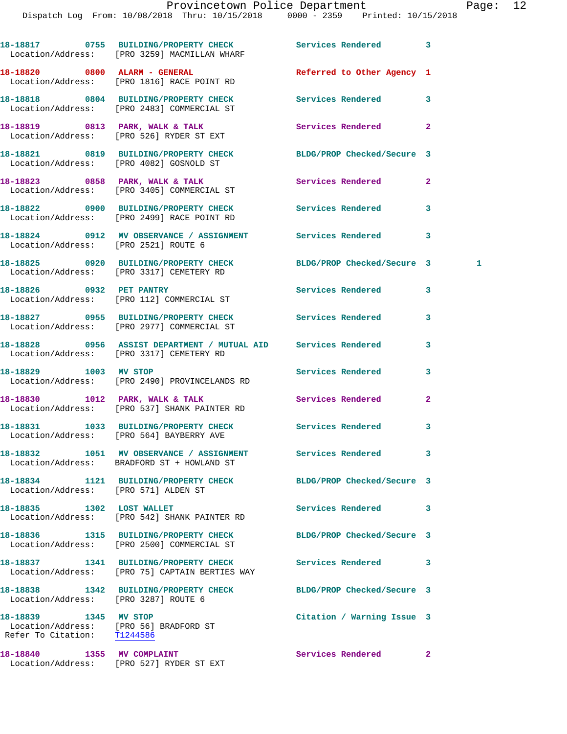18-18817 0755 BUILDING/PROPERTY CHECK Services Rendered 3
Location/Address: [PRO 3259] MACMILLAN WHARF

18-18820 0800 ALARM - GENERAL Referred to Other Agency 1
Location/Address: [PRO 1816] RACE POINT RD

18-18818 0804 BUILDING/PROPERTY CHECK Services Rendered 3
Location/Address: [PRO 2483] COMMERCIAL ST

18-18819 0813 PARK, WALK & TALK Services Rendered 2
Location/Address: [PRO 526] RYDER ST EXT

18-18821 0819 BUILDING/PROPERTY CHECK BLDG/PROP Checked/Secure 3
Location/Address: [PRO 4082] GOSNOLD ST

18-18823 0858 PARK, WALK & TALK Services Rendered 2
Location/Address: [PRO 3405] COMMERCIAL ST

18-18822 0900 BUILDING/PROPERTY CHECK Services Rendered 3
Location/Address: [PRO 2499] RACE POINT RD

18-18824 0912 MV OBSERVANCE / ASSIGNMENT Services Rendered 3
Location/Address: [PRO 2521] ROUTE 6

18-18825 0920 BUILDING/PROPERTY CHECK BLDG/PROP Checked/Secure 3 1
Location/Address: [PRO 3317] CEMETERY RD

18-18826 0932 PET PANTRY Services Rendered 3
Location/Address: [PRO 112] COMMERCIAL ST

18-18827 0955 BUILDING/PROPERTY CHECK Services Rendered 3
Location/Address: [PRO 2977] COMMERCIAL ST

18-18828 0956 ASSIST DEPARTMENT / MUTUAL AID Services Rendered 3
Location/Address: [PRO 3317] CEMETERY RD

18-18829 1003 MV STOP Services Rendered 3
Location/Address: [PRO 2490] PROVINCELANDS RD

18-18830 1012 PARK, WALK & TALK Services Rendered 2
Location/Address: [PRO 537] SHANK PAINTER RD

18-18831 1033 BUILDING/PROPERTY CHECK Services Rendered 3
Location/Address: [PRO 564] BAYBERRY AVE

18-18832 1051 MV OBSERVANCE / ASSIGNMENT Services Rendered 3
Location/Address: BRADFORD ST + HOWLAND ST

18-18834 1121 BUILDING/PROPERTY CHECK BLDG/PROP Checked/Secure 3
Location/Address: [PRO 571] ALDEN ST

18-18835 1302 LOST WALLET Services Rendered 3
Location/Address: [PRO 542] SHANK PAINTER RD

18-18836 1315 BUILDING/PROPERTY CHECK BLDG/PROP Checked/Secure 3
Location/Address: [PRO 2500] COMMERCIAL ST

18-18837 1341 BUILDING/PROPERTY CHECK Services Rendered 3
Location/Address: [PRO 75] CAPTAIN BERTIES WAY

18-18838 1342 BUILDING/PROPERTY CHECK BLDG/PROP Checked/Secure 3
Location/Address: [PRO 3287] ROUTE 6

18-18839 1345 MV STOP Citation / Warning Issue 3
Location/Address: [PRO 56] BRADFORD ST
Refer To Citation: T1244586

18-18840 1355 MV COMPLAINT Services Rendered 2
Location/Address: [PRO 527] RYDER ST EXT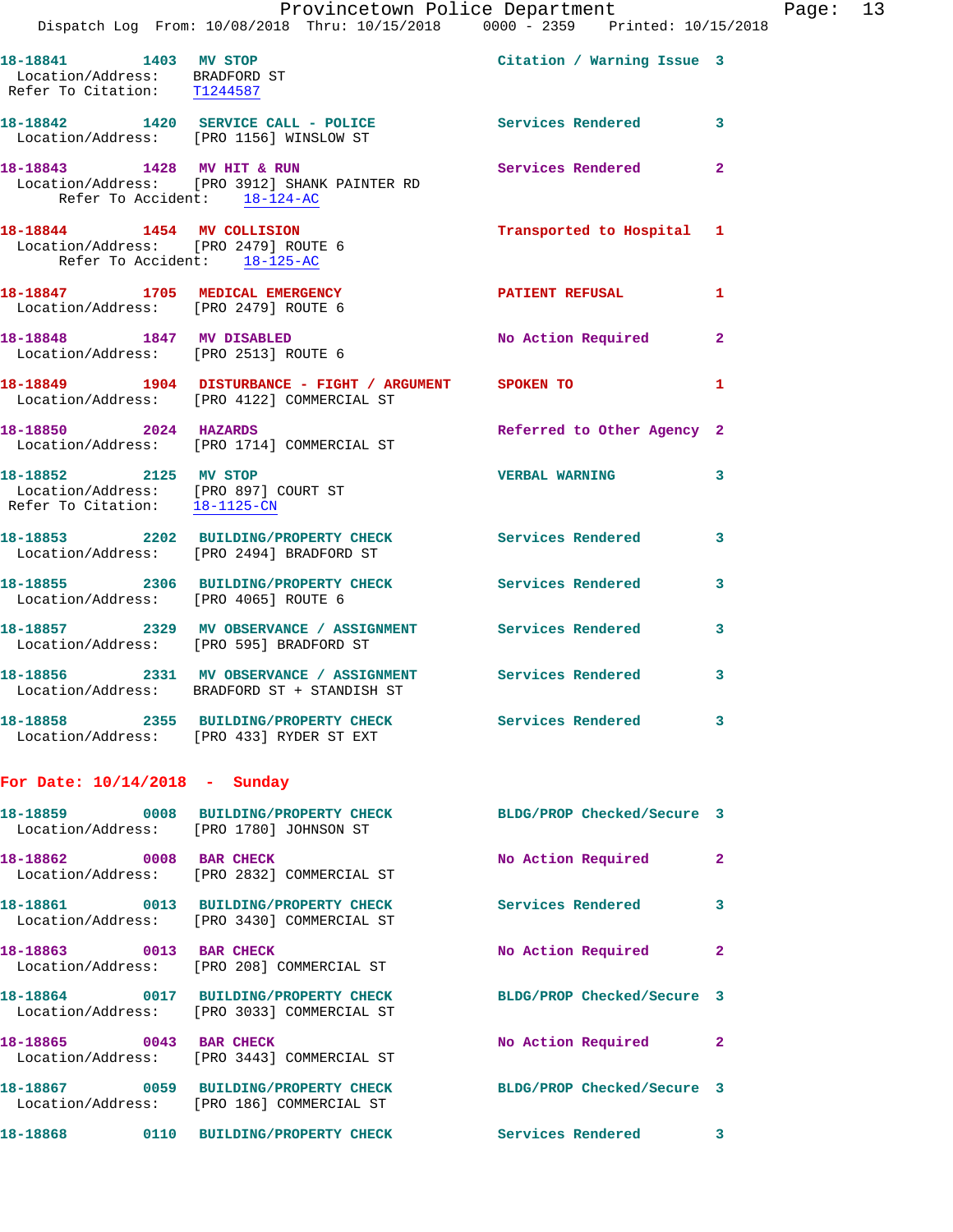18-18841 1403 MV STOP Citation / Warning Issue 3
Location/Address: BRADFORD ST
Refer To Citation: T1244587

18-18842 1420 SERVICE CALL - POLICE Services Rendered 3
Location/Address: [PRO 1156] WINSLOW ST

18-18843 1428 MV HIT & RUN Services Rendered 2
Location/Address: [PRO 3912] SHANK PAINTER RD
Refer To Accident: 18-124-AC

18-18844 1454 MV COLLISION Transported to Hospital 1
Location/Address: [PRO 2479] ROUTE 6
Refer To Accident: 18-125-AC

18-18847 1705 MEDICAL EMERGENCY PATIENT REFUSAL 1
Location/Address: [PRO 2479] ROUTE 6

18-18848 1847 MV DISABLED No Action Required 2
Location/Address: [PRO 2513] ROUTE 6

18-18849 1904 DISTURBANCE - FIGHT / ARGUMENT SPOKEN TO 1
Location/Address: [PRO 4122] COMMERCIAL ST

18-18850 2024 HAZARDS Referred to Other Agency 2
Location/Address: [PRO 1714] COMMERCIAL ST

18-18852 2125 MV STOP VERBAL WARNING 3
Location/Address: [PRO 897] COURT ST
Refer To Citation: 18-1125-CN

18-18853 2202 BUILDING/PROPERTY CHECK Services Rendered 3
Location/Address: [PRO 2494] BRADFORD ST

18-18855 2306 BUILDING/PROPERTY CHECK Services Rendered 3
Location/Address: [PRO 4065] ROUTE 6

18-18857 2329 MV OBSERVANCE / ASSIGNMENT Services Rendered 3
Location/Address: [PRO 595] BRADFORD ST

18-18856 2331 MV OBSERVANCE / ASSIGNMENT Services Rendered 3
Location/Address: BRADFORD ST + STANDISH ST

18-18858 2355 BUILDING/PROPERTY CHECK Services Rendered 3
Location/Address: [PRO 433] RYDER ST EXT

**For Date: 10/14/2018 - Sunday**

18-18859 0008 BUILDING/PROPERTY CHECK BLDG/PROP Checked/Secure 3
Location/Address: [PRO 1780] JOHNSON ST

18-18862 0008 BAR CHECK No Action Required 2
Location/Address: [PRO 2832] COMMERCIAL ST

18-18861 0013 BUILDING/PROPERTY CHECK Services Rendered 3
Location/Address: [PRO 3430] COMMERCIAL ST

18-18863 0013 BAR CHECK No Action Required 2
Location/Address: [PRO 208] COMMERCIAL ST

18-18864 0017 BUILDING/PROPERTY CHECK BLDG/PROP Checked/Secure 3
Location/Address: [PRO 3033] COMMERCIAL ST

18-18865 0043 BAR CHECK No Action Required 2
Location/Address: [PRO 3443] COMMERCIAL ST

18-18867 0059 BUILDING/PROPERTY CHECK BLDG/PROP Checked/Secure 3
Location/Address: [PRO 186] COMMERCIAL ST

18-18868 0110 BUILDING/PROPERTY CHECK Services Rendered 3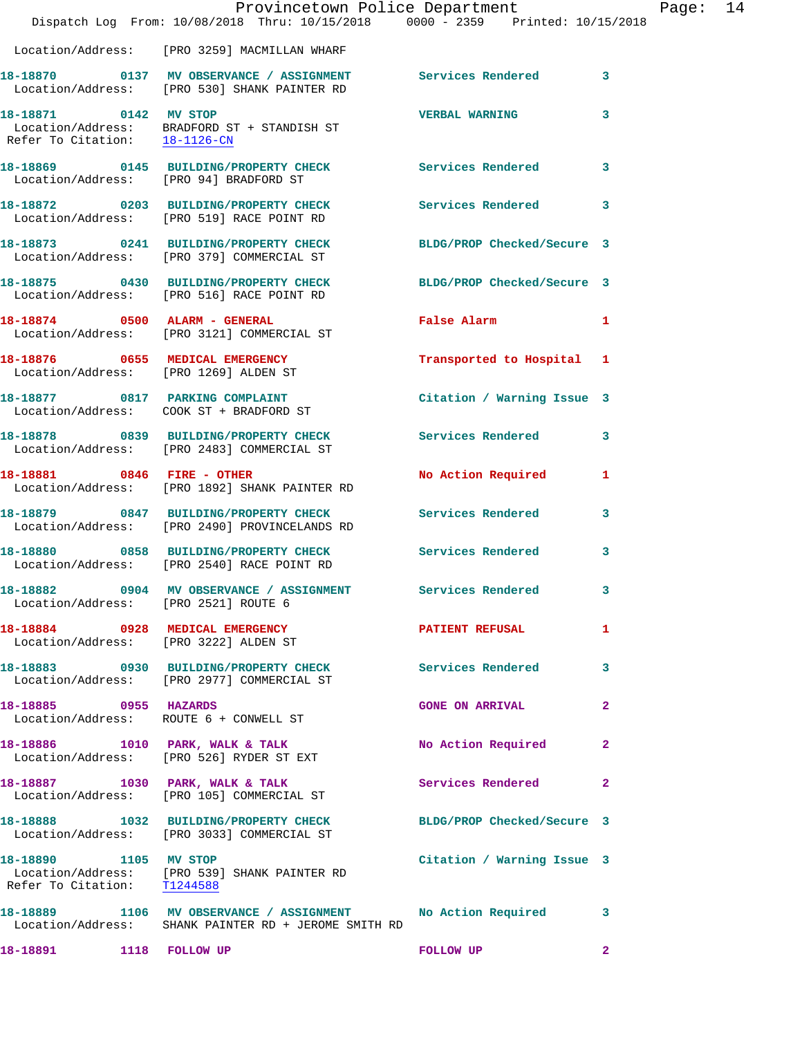Location/Address: [PRO 3259] MACMILLAN WHARF

| Call # | Time | Call Type | Disposition | Priority |
|---|---|---|---|---|
| 18-18870 | 0137 | MV OBSERVANCE / ASSIGNMENT | Services Rendered | 3 |

Location/Address: [PRO 530] SHANK PAINTER RD

| Call # | Time | Call Type | Disposition | Priority |
|---|---|---|---|---|
| 18-18871 | 0142 | MV STOP | VERBAL WARNING | 3 |

Location/Address: BRADFORD ST + STANDISH ST
Refer To Citation: 18-1126-CN

**18-18869** 0145 BUILDING/PROPERTY CHECK — Services Rendered — 3
Location/Address: [PRO 94] BRADFORD ST

**18-18872** 0203 BUILDING/PROPERTY CHECK — Services Rendered — 3
Location/Address: [PRO 519] RACE POINT RD

**18-18873** 0241 BUILDING/PROPERTY CHECK — BLDG/PROP Checked/Secure — 3
Location/Address: [PRO 379] COMMERCIAL ST

**18-18875** 0430 BUILDING/PROPERTY CHECK — BLDG/PROP Checked/Secure — 3
Location/Address: [PRO 516] RACE POINT RD

**18-18874** 0500 ALARM - GENERAL — False Alarm — 1
Location/Address: [PRO 3121] COMMERCIAL ST

**18-18876** 0655 MEDICAL EMERGENCY — Transported to Hospital — 1
Location/Address: [PRO 1269] ALDEN ST

**18-18877** 0817 PARKING COMPLAINT — Citation / Warning Issue — 3
Location/Address: COOK ST + BRADFORD ST

**18-18878** 0839 BUILDING/PROPERTY CHECK — Services Rendered — 3
Location/Address: [PRO 2483] COMMERCIAL ST

**18-18881** 0846 FIRE - OTHER — No Action Required — 1
Location/Address: [PRO 1892] SHANK PAINTER RD

**18-18879** 0847 BUILDING/PROPERTY CHECK — Services Rendered — 3
Location/Address: [PRO 2490] PROVINCELANDS RD

**18-18880** 0858 BUILDING/PROPERTY CHECK — Services Rendered — 3
Location/Address: [PRO 2540] RACE POINT RD

**18-18882** 0904 MV OBSERVANCE / ASSIGNMENT — Services Rendered — 3
Location/Address: [PRO 2521] ROUTE 6

**18-18884** 0928 MEDICAL EMERGENCY — PATIENT REFUSAL — 1
Location/Address: [PRO 3222] ALDEN ST

**18-18883** 0930 BUILDING/PROPERTY CHECK — Services Rendered — 3
Location/Address: [PRO 2977] COMMERCIAL ST

**18-18885** 0955 HAZARDS — GONE ON ARRIVAL — 2
Location/Address: ROUTE 6 + CONWELL ST

**18-18886** 1010 PARK, WALK & TALK — No Action Required — 2
Location/Address: [PRO 526] RYDER ST EXT

**18-18887** 1030 PARK, WALK & TALK — Services Rendered — 2
Location/Address: [PRO 105] COMMERCIAL ST

**18-18888** 1032 BUILDING/PROPERTY CHECK — BLDG/PROP Checked/Secure — 3
Location/Address: [PRO 3033] COMMERCIAL ST

**18-18890** 1105 MV STOP — Citation / Warning Issue — 3
Location/Address: [PRO 539] SHANK PAINTER RD
Refer To Citation: T1244588

**18-18889** 1106 MV OBSERVANCE / ASSIGNMENT — No Action Required — 3
Location/Address: SHANK PAINTER RD + JEROME SMITH RD

**18-18891** 1118 FOLLOW UP — FOLLOW UP — 2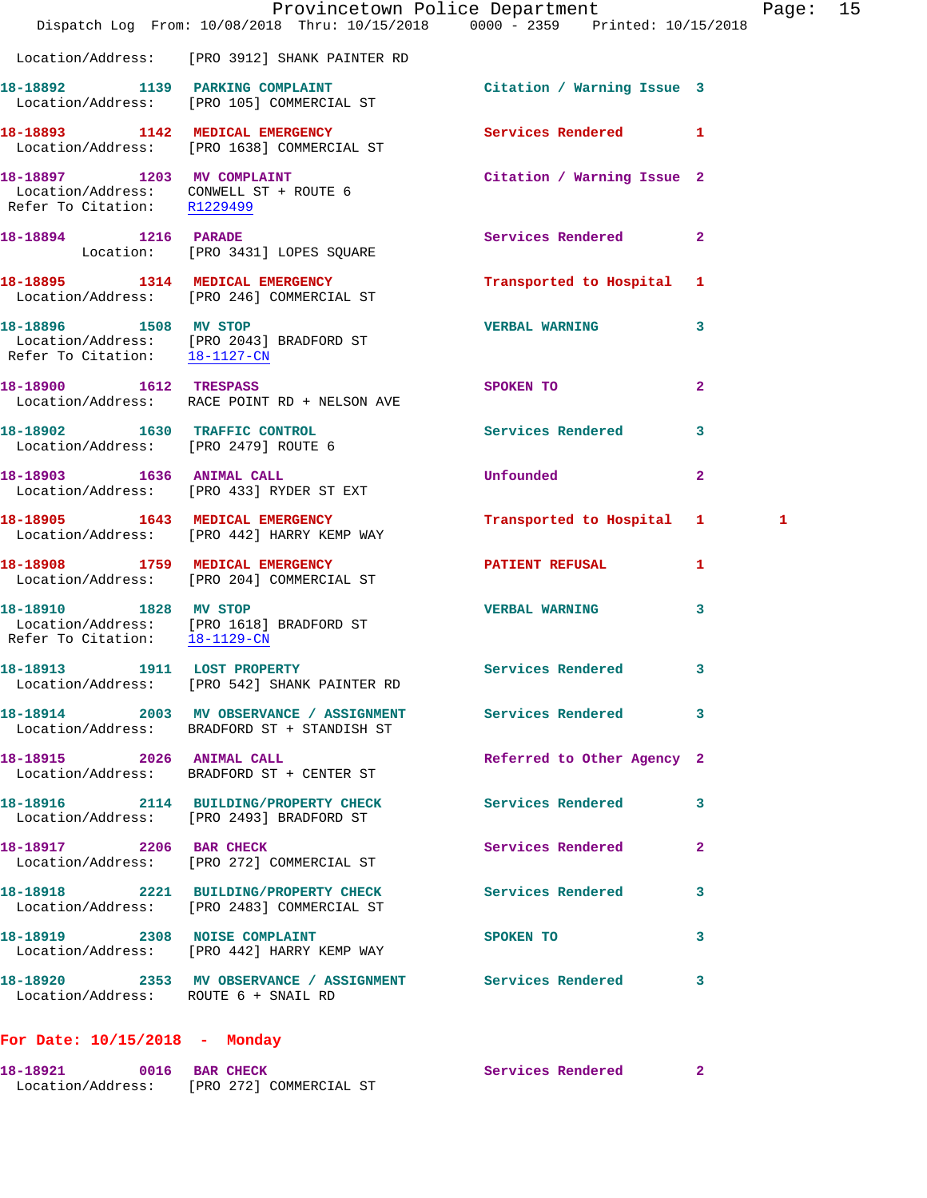Location/Address: [PRO 3912] SHANK PAINTER RD

**18-18892** 1139 **PARKING COMPLAINT** Citation / Warning Issue 3
Location/Address: [PRO 105] COMMERCIAL ST

**18-18893** 1142 **MEDICAL EMERGENCY** Services Rendered 1
Location/Address: [PRO 1638] COMMERCIAL ST

**18-18897** 1203 **MV COMPLAINT** Citation / Warning Issue 2
Location/Address: CONWELL ST + ROUTE 6
Refer To Citation: R1229499

**18-18894** 1216 **PARADE** Services Rendered 2
Location: [PRO 3431] LOPES SQUARE

**18-18895** 1314 **MEDICAL EMERGENCY** Transported to Hospital 1
Location/Address: [PRO 246] COMMERCIAL ST

**18-18896** 1508 **MV STOP** VERBAL WARNING 3
Location/Address: [PRO 2043] BRADFORD ST
Refer To Citation: 18-1127-CN

**18-18900** 1612 **TRESPASS** SPOKEN TO 2
Location/Address: RACE POINT RD + NELSON AVE

**18-18902** 1630 **TRAFFIC CONTROL** Services Rendered 3
Location/Address: [PRO 2479] ROUTE 6

**18-18903** 1636 **ANIMAL CALL** Unfounded 2
Location/Address: [PRO 433] RYDER ST EXT

**18-18905** 1643 **MEDICAL EMERGENCY** Transported to Hospital 1 1
Location/Address: [PRO 442] HARRY KEMP WAY

**18-18908** 1759 **MEDICAL EMERGENCY** PATIENT REFUSAL 1
Location/Address: [PRO 204] COMMERCIAL ST

**18-18910** 1828 **MV STOP** VERBAL WARNING 3
Location/Address: [PRO 1618] BRADFORD ST
Refer To Citation: 18-1129-CN

**18-18913** 1911 **LOST PROPERTY** Services Rendered 3
Location/Address: [PRO 542] SHANK PAINTER RD

**18-18914** 2003 **MV OBSERVANCE / ASSIGNMENT** Services Rendered 3
Location/Address: BRADFORD ST + STANDISH ST

**18-18915** 2026 **ANIMAL CALL** Referred to Other Agency 2
Location/Address: BRADFORD ST + CENTER ST

**18-18916** 2114 **BUILDING/PROPERTY CHECK** Services Rendered 3
Location/Address: [PRO 2493] BRADFORD ST

**18-18917** 2206 **BAR CHECK** Services Rendered 2
Location/Address: [PRO 272] COMMERCIAL ST

**18-18918** 2221 **BUILDING/PROPERTY CHECK** Services Rendered 3
Location/Address: [PRO 2483] COMMERCIAL ST

**18-18919** 2308 **NOISE COMPLAINT** SPOKEN TO 3
Location/Address: [PRO 442] HARRY KEMP WAY

**18-18920** 2353 **MV OBSERVANCE / ASSIGNMENT** Services Rendered 3
Location/Address: ROUTE 6 + SNAIL RD

## For Date: 10/15/2018 - Monday

**18-18921** 0016 **BAR CHECK** Services Rendered 2
Location/Address: [PRO 272] COMMERCIAL ST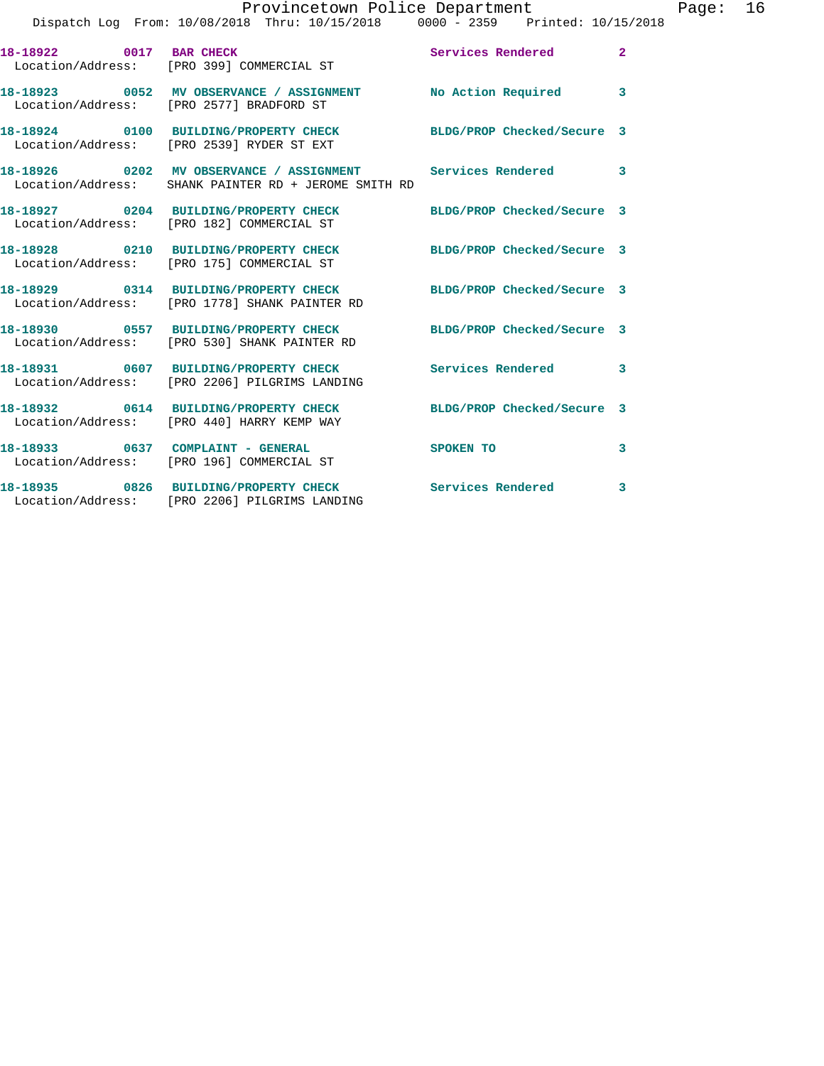18-18922 0017 BAR CHECK Services Rendered 2
Location/Address: [PRO 399] COMMERCIAL ST

18-18923 0052 MV OBSERVANCE / ASSIGNMENT No Action Required 3
Location/Address: [PRO 2577] BRADFORD ST

18-18924 0100 BUILDING/PROPERTY CHECK BLDG/PROP Checked/Secure 3
Location/Address: [PRO 2539] RYDER ST EXT

18-18926 0202 MV OBSERVANCE / ASSIGNMENT Services Rendered 3
Location/Address: SHANK PAINTER RD + JEROME SMITH RD

18-18927 0204 BUILDING/PROPERTY CHECK BLDG/PROP Checked/Secure 3
Location/Address: [PRO 182] COMMERCIAL ST

18-18928 0210 BUILDING/PROPERTY CHECK BLDG/PROP Checked/Secure 3
Location/Address: [PRO 175] COMMERCIAL ST

18-18929 0314 BUILDING/PROPERTY CHECK BLDG/PROP Checked/Secure 3
Location/Address: [PRO 1778] SHANK PAINTER RD

18-18930 0557 BUILDING/PROPERTY CHECK BLDG/PROP Checked/Secure 3
Location/Address: [PRO 530] SHANK PAINTER RD

18-18931 0607 BUILDING/PROPERTY CHECK Services Rendered 3
Location/Address: [PRO 2206] PILGRIMS LANDING

18-18932 0614 BUILDING/PROPERTY CHECK BLDG/PROP Checked/Secure 3
Location/Address: [PRO 440] HARRY KEMP WAY

18-18933 0637 COMPLAINT - GENERAL SPOKEN TO 3
Location/Address: [PRO 196] COMMERCIAL ST

18-18935 0826 BUILDING/PROPERTY CHECK Services Rendered 3
Location/Address: [PRO 2206] PILGRIMS LANDING